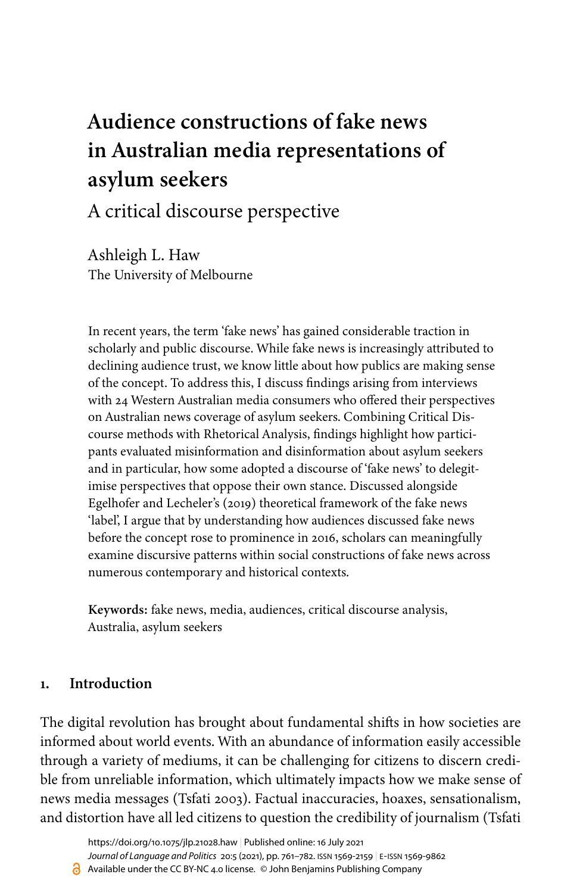# Audience constructions of fake news in Australian media representations of asylum seekers

## A critical discourse perspective

Ashleigh L. Haw
The University of Melbourne

In recent years, the term 'fake news' has gained considerable traction in scholarly and public discourse. While fake news is increasingly attributed to declining audience trust, we know little about how publics are making sense of the concept. To address this, I discuss findings arising from interviews with 24 Western Australian media consumers who offered their perspectives on Australian news coverage of asylum seekers. Combining Critical Discourse methods with Rhetorical Analysis, findings highlight how participants evaluated misinformation and disinformation about asylum seekers and in particular, how some adopted a discourse of 'fake news' to delegitimise perspectives that oppose their own stance. Discussed alongside Egelhofer and Lecheler's (2019) theoretical framework of the fake news 'label', I argue that by understanding how audiences discussed fake news before the concept rose to prominence in 2016, scholars can meaningfully examine discursive patterns within social constructions of fake news across numerous contemporary and historical contexts.

**Keywords:** fake news, media, audiences, critical discourse analysis, Australia, asylum seekers

## 1. Introduction

The digital revolution has brought about fundamental shifts in how societies are informed about world events. With an abundance of information easily accessible through a variety of mediums, it can be challenging for citizens to discern credible from unreliable information, which ultimately impacts how we make sense of news media messages (Tsfati 2003). Factual inaccuracies, hoaxes, sensationalism, and distortion have all led citizens to question the credibility of journalism (Tsfati

https://doi.org/10.1075/jlp.21028.haw | Published online: 16 July 2021
*Journal of Language and Politics* 20:5 (2021), pp. 761–782. ISSN 1569-2159 | E-ISSN 1569-9862
Available under the CC BY-NC 4.0 license. © John Benjamins Publishing Company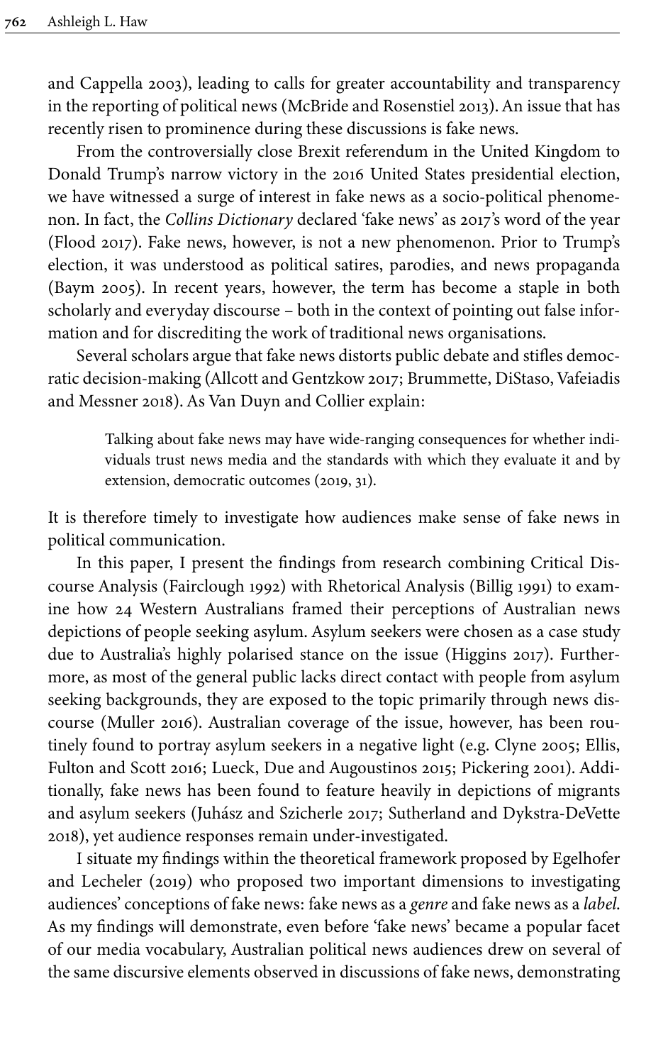and Cappella 2003), leading to calls for greater accountability and transparency in the reporting of political news (McBride and Rosenstiel 2013). An issue that has recently risen to prominence during these discussions is fake news.

From the controversially close Brexit referendum in the United Kingdom to Donald Trump's narrow victory in the 2016 United States presidential election, we have witnessed a surge of interest in fake news as a socio-political phenomenon. In fact, the *Collins Dictionary* declared 'fake news' as 2017's word of the year (Flood 2017). Fake news, however, is not a new phenomenon. Prior to Trump's election, it was understood as political satires, parodies, and news propaganda (Baym 2005). In recent years, however, the term has become a staple in both scholarly and everyday discourse – both in the context of pointing out false information and for discrediting the work of traditional news organisations.

Several scholars argue that fake news distorts public debate and stifles democratic decision-making (Allcott and Gentzkow 2017; Brummette, DiStaso, Vafeiadis and Messner 2018). As Van Duyn and Collier explain:

> Talking about fake news may have wide-ranging consequences for whether individuals trust news media and the standards with which they evaluate it and by extension, democratic outcomes (2019, 31).

It is therefore timely to investigate how audiences make sense of fake news in political communication.

In this paper, I present the findings from research combining Critical Discourse Analysis (Fairclough 1992) with Rhetorical Analysis (Billig 1991) to examine how 24 Western Australians framed their perceptions of Australian news depictions of people seeking asylum. Asylum seekers were chosen as a case study due to Australia's highly polarised stance on the issue (Higgins 2017). Furthermore, as most of the general public lacks direct contact with people from asylum seeking backgrounds, they are exposed to the topic primarily through news discourse (Muller 2016). Australian coverage of the issue, however, has been routinely found to portray asylum seekers in a negative light (e.g. Clyne 2005; Ellis, Fulton and Scott 2016; Lueck, Due and Augoustinos 2015; Pickering 2001). Additionally, fake news has been found to feature heavily in depictions of migrants and asylum seekers (Juhász and Szicherle 2017; Sutherland and Dykstra-DeVette 2018), yet audience responses remain under-investigated.

I situate my findings within the theoretical framework proposed by Egelhofer and Lecheler (2019) who proposed two important dimensions to investigating audiences' conceptions of fake news: fake news as a *genre* and fake news as a *label*. As my findings will demonstrate, even before 'fake news' became a popular facet of our media vocabulary, Australian political news audiences drew on several of the same discursive elements observed in discussions of fake news, demonstrating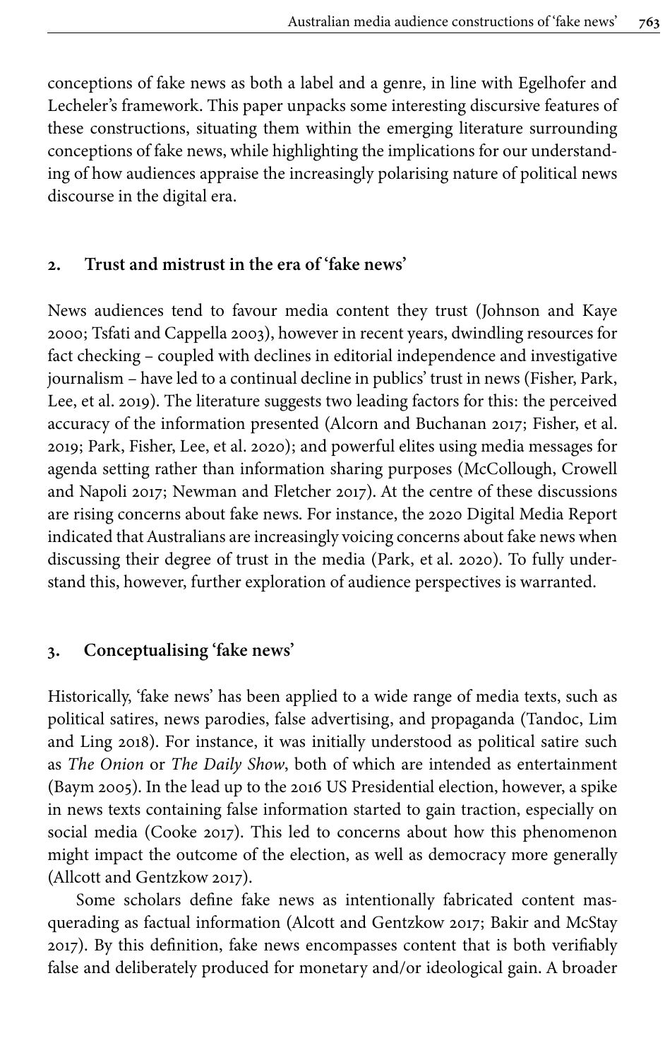conceptions of fake news as both a label and a genre, in line with Egelhofer and Lecheler's framework. This paper unpacks some interesting discursive features of these constructions, situating them within the emerging literature surrounding conceptions of fake news, while highlighting the implications for our understanding of how audiences appraise the increasingly polarising nature of political news discourse in the digital era.

## 2. Trust and mistrust in the era of 'fake news'

News audiences tend to favour media content they trust (Johnson and Kaye 2000; Tsfati and Cappella 2003), however in recent years, dwindling resources for fact checking – coupled with declines in editorial independence and investigative journalism – have led to a continual decline in publics' trust in news (Fisher, Park, Lee, et al. 2019). The literature suggests two leading factors for this: the perceived accuracy of the information presented (Alcorn and Buchanan 2017; Fisher, et al. 2019; Park, Fisher, Lee, et al. 2020); and powerful elites using media messages for agenda setting rather than information sharing purposes (McCollough, Crowell and Napoli 2017; Newman and Fletcher 2017). At the centre of these discussions are rising concerns about fake news. For instance, the 2020 Digital Media Report indicated that Australians are increasingly voicing concerns about fake news when discussing their degree of trust in the media (Park, et al. 2020). To fully understand this, however, further exploration of audience perspectives is warranted.

## 3. Conceptualising 'fake news'

Historically, 'fake news' has been applied to a wide range of media texts, such as political satires, news parodies, false advertising, and propaganda (Tandoc, Lim and Ling 2018). For instance, it was initially understood as political satire such as *The Onion* or *The Daily Show*, both of which are intended as entertainment (Baym 2005). In the lead up to the 2016 US Presidential election, however, a spike in news texts containing false information started to gain traction, especially on social media (Cooke 2017). This led to concerns about how this phenomenon might impact the outcome of the election, as well as democracy more generally (Allcott and Gentzkow 2017).

Some scholars define fake news as intentionally fabricated content masquerading as factual information (Alcott and Gentzkow 2017; Bakir and McStay 2017). By this definition, fake news encompasses content that is both verifiably false and deliberately produced for monetary and/or ideological gain. A broader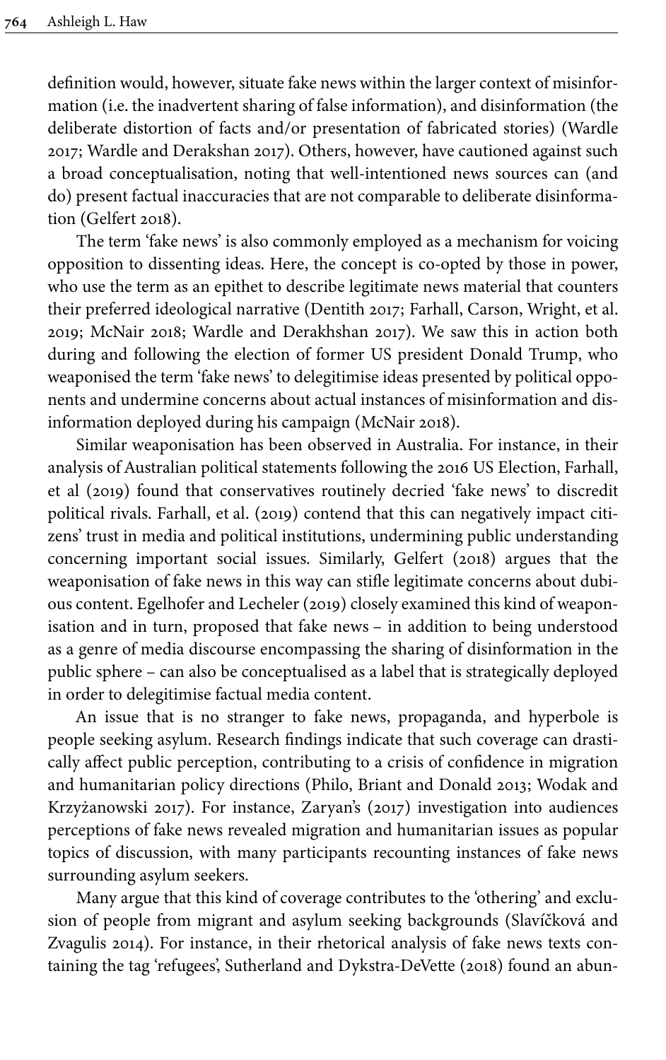definition would, however, situate fake news within the larger context of misinformation (i.e. the inadvertent sharing of false information), and disinformation (the deliberate distortion of facts and/or presentation of fabricated stories) (Wardle 2017; Wardle and Derakshan 2017). Others, however, have cautioned against such a broad conceptualisation, noting that well-intentioned news sources can (and do) present factual inaccuracies that are not comparable to deliberate disinformation (Gelfert 2018).

The term 'fake news' is also commonly employed as a mechanism for voicing opposition to dissenting ideas. Here, the concept is co-opted by those in power, who use the term as an epithet to describe legitimate news material that counters their preferred ideological narrative (Dentith 2017; Farhall, Carson, Wright, et al. 2019; McNair 2018; Wardle and Derakhshan 2017). We saw this in action both during and following the election of former US president Donald Trump, who weaponised the term 'fake news' to delegitimise ideas presented by political opponents and undermine concerns about actual instances of misinformation and disinformation deployed during his campaign (McNair 2018).

Similar weaponisation has been observed in Australia. For instance, in their analysis of Australian political statements following the 2016 US Election, Farhall, et al (2019) found that conservatives routinely decried 'fake news' to discredit political rivals. Farhall, et al. (2019) contend that this can negatively impact citizens' trust in media and political institutions, undermining public understanding concerning important social issues. Similarly, Gelfert (2018) argues that the weaponisation of fake news in this way can stifle legitimate concerns about dubious content. Egelhofer and Lecheler (2019) closely examined this kind of weaponisation and in turn, proposed that fake news – in addition to being understood as a genre of media discourse encompassing the sharing of disinformation in the public sphere – can also be conceptualised as a label that is strategically deployed in order to delegitimise factual media content.

An issue that is no stranger to fake news, propaganda, and hyperbole is people seeking asylum. Research findings indicate that such coverage can drastically affect public perception, contributing to a crisis of confidence in migration and humanitarian policy directions (Philo, Briant and Donald 2013; Wodak and Krzyżanowski 2017). For instance, Zaryan's (2017) investigation into audiences perceptions of fake news revealed migration and humanitarian issues as popular topics of discussion, with many participants recounting instances of fake news surrounding asylum seekers.

Many argue that this kind of coverage contributes to the 'othering' and exclusion of people from migrant and asylum seeking backgrounds (Slavíčková and Zvagulis 2014). For instance, in their rhetorical analysis of fake news texts containing the tag 'refugees', Sutherland and Dykstra-DeVette (2018) found an abun-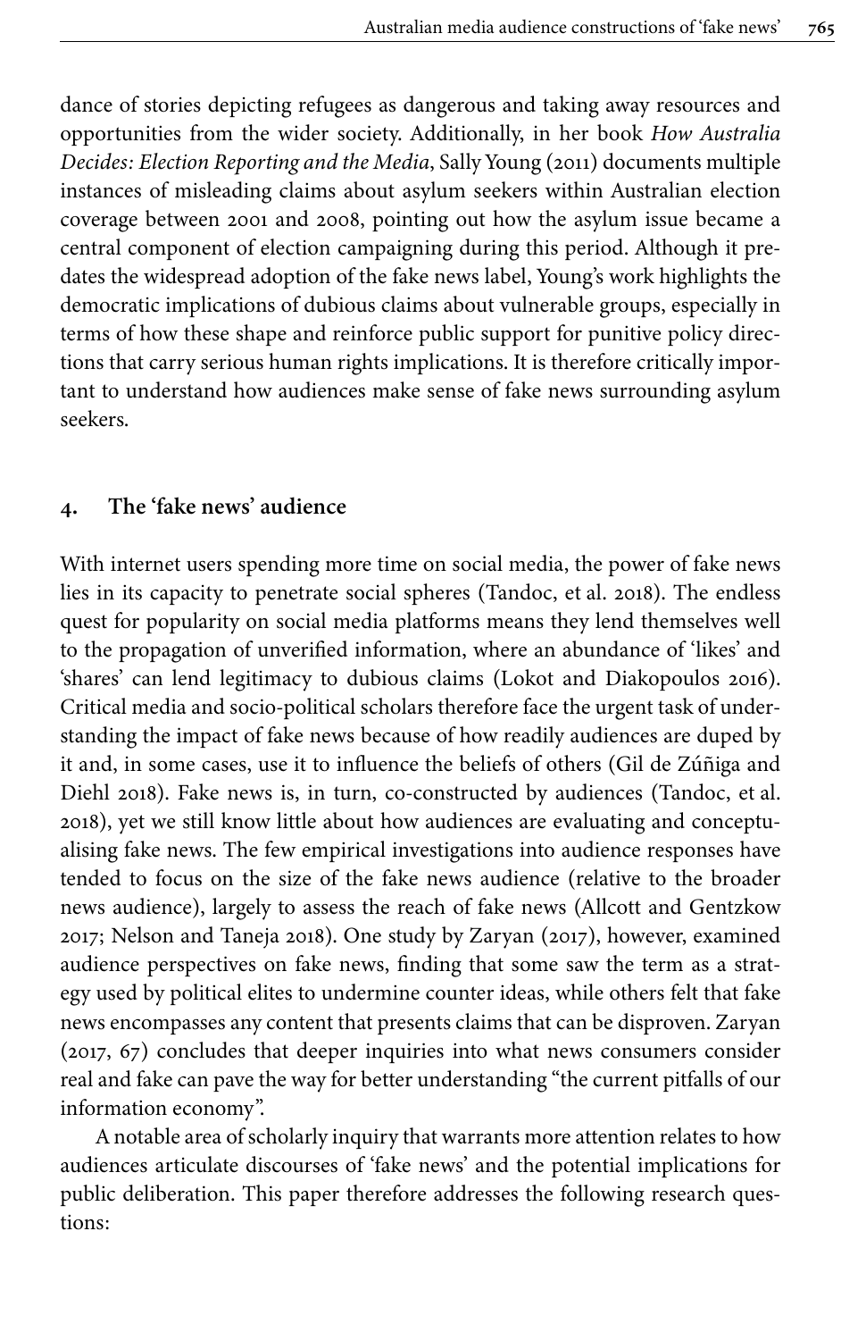dance of stories depicting refugees as dangerous and taking away resources and opportunities from the wider society. Additionally, in her book *How Australia Decides: Election Reporting and the Media*, Sally Young (2011) documents multiple instances of misleading claims about asylum seekers within Australian election coverage between 2001 and 2008, pointing out how the asylum issue became a central component of election campaigning during this period. Although it predates the widespread adoption of the fake news label, Young's work highlights the democratic implications of dubious claims about vulnerable groups, especially in terms of how these shape and reinforce public support for punitive policy directions that carry serious human rights implications. It is therefore critically important to understand how audiences make sense of fake news surrounding asylum seekers.

## 4. The 'fake news' audience

With internet users spending more time on social media, the power of fake news lies in its capacity to penetrate social spheres (Tandoc, et al. 2018). The endless quest for popularity on social media platforms means they lend themselves well to the propagation of unverified information, where an abundance of 'likes' and 'shares' can lend legitimacy to dubious claims (Lokot and Diakopoulos 2016). Critical media and socio-political scholars therefore face the urgent task of understanding the impact of fake news because of how readily audiences are duped by it and, in some cases, use it to influence the beliefs of others (Gil de Zúñiga and Diehl 2018). Fake news is, in turn, co-constructed by audiences (Tandoc, et al. 2018), yet we still know little about how audiences are evaluating and conceptualising fake news. The few empirical investigations into audience responses have tended to focus on the size of the fake news audience (relative to the broader news audience), largely to assess the reach of fake news (Allcott and Gentzkow 2017; Nelson and Taneja 2018). One study by Zaryan (2017), however, examined audience perspectives on fake news, finding that some saw the term as a strategy used by political elites to undermine counter ideas, while others felt that fake news encompasses any content that presents claims that can be disproven. Zaryan (2017, 67) concludes that deeper inquiries into what news consumers consider real and fake can pave the way for better understanding "the current pitfalls of our information economy".

A notable area of scholarly inquiry that warrants more attention relates to how audiences articulate discourses of 'fake news' and the potential implications for public deliberation. This paper therefore addresses the following research questions: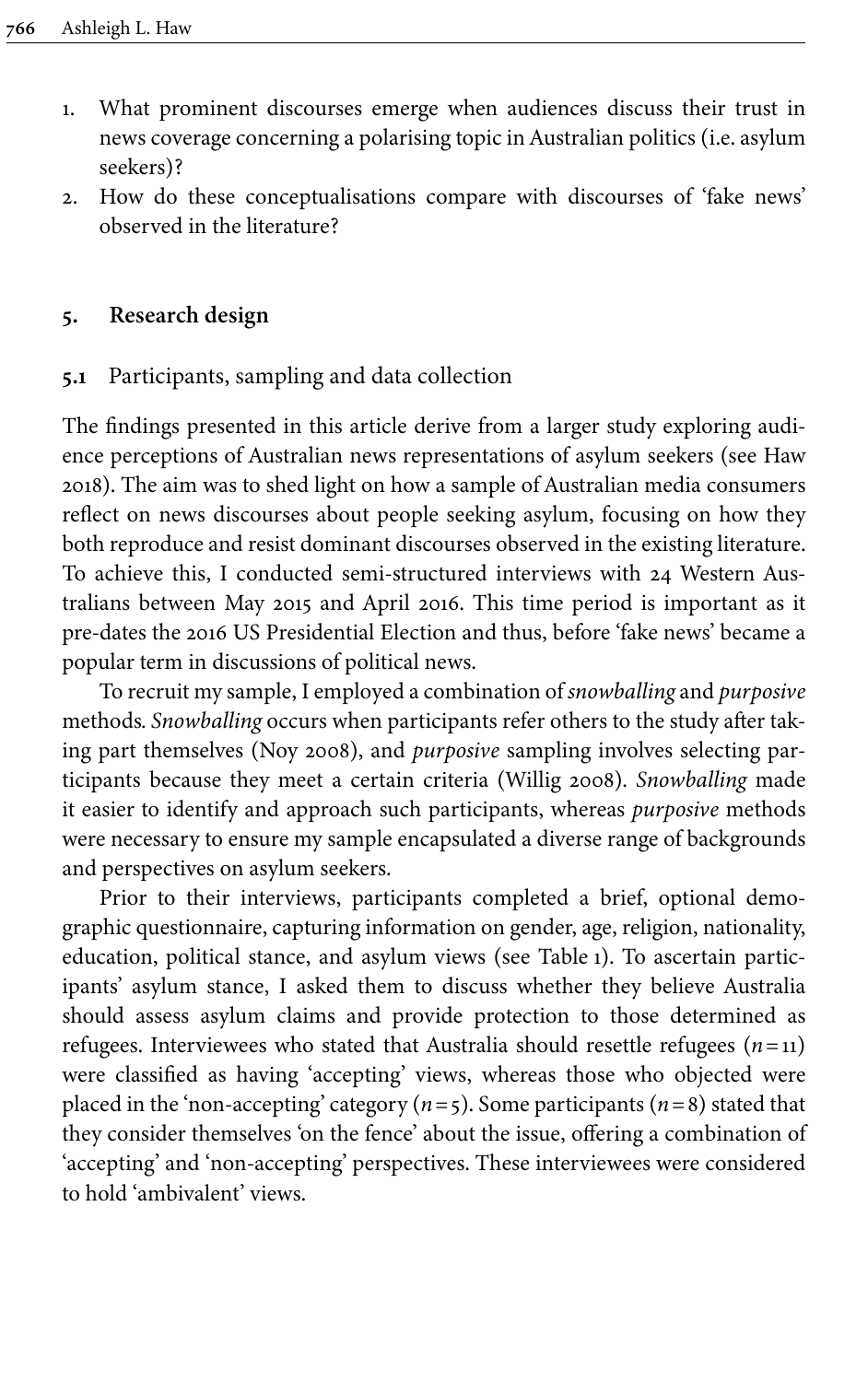1. What prominent discourses emerge when audiences discuss their trust in news coverage concerning a polarising topic in Australian politics (i.e. asylum seekers)?
2. How do these conceptualisations compare with discourses of 'fake news' observed in the literature?

## 5. Research design

### 5.1 Participants, sampling and data collection

The findings presented in this article derive from a larger study exploring audience perceptions of Australian news representations of asylum seekers (see Haw 2018). The aim was to shed light on how a sample of Australian media consumers reflect on news discourses about people seeking asylum, focusing on how they both reproduce and resist dominant discourses observed in the existing literature. To achieve this, I conducted semi-structured interviews with 24 Western Australians between May 2015 and April 2016. This time period is important as it pre-dates the 2016 US Presidential Election and thus, before 'fake news' became a popular term in discussions of political news.

To recruit my sample, I employed a combination of *snowballing* and *purposive* methods. *Snowballing* occurs when participants refer others to the study after taking part themselves (Noy 2008), and *purposive* sampling involves selecting participants because they meet a certain criteria (Willig 2008). *Snowballing* made it easier to identify and approach such participants, whereas *purposive* methods were necessary to ensure my sample encapsulated a diverse range of backgrounds and perspectives on asylum seekers.

Prior to their interviews, participants completed a brief, optional demographic questionnaire, capturing information on gender, age, religion, nationality, education, political stance, and asylum views (see Table 1). To ascertain participants' asylum stance, I asked them to discuss whether they believe Australia should assess asylum claims and provide protection to those determined as refugees. Interviewees who stated that Australia should resettle refugees ($n = 11$) were classified as having 'accepting' views, whereas those who objected were placed in the 'non-accepting' category ($n = 5$). Some participants ($n = 8$) stated that they consider themselves 'on the fence' about the issue, offering a combination of 'accepting' and 'non-accepting' perspectives. These interviewees were considered to hold 'ambivalent' views.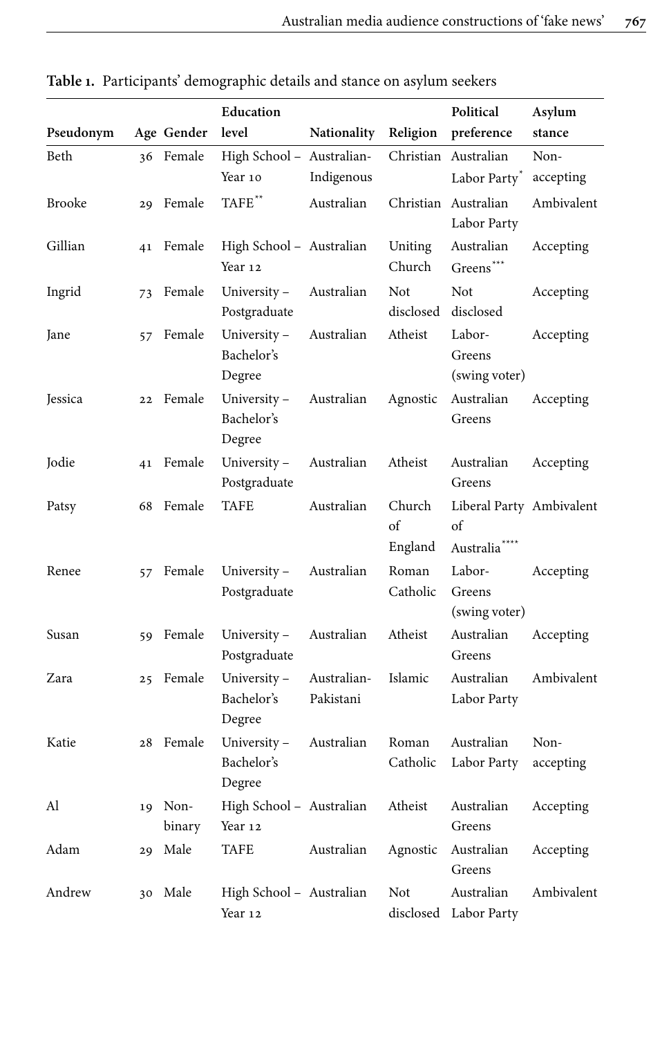**Table 1.** Participants' demographic details and stance on asylum seekers

| Pseudonym | Age | Gender | Education level | Nationality | Religion | Political preference | Asylum stance |
|---|---|---|---|---|---|---|---|
| Beth | 36 | Female | High School – Year 10 | Australian-Indigenous | Christian | Australian Labor Party* | Non-accepting |
| Brooke | 29 | Female | TAFE** | Australian | Christian | Australian Labor Party | Ambivalent |
| Gillian | 41 | Female | High School – Year 12 | Australian | Uniting Church | Australian Greens*** | Accepting |
| Ingrid | 73 | Female | University – Postgraduate | Australian | Not disclosed | Not disclosed | Accepting |
| Jane | 57 | Female | University – Bachelor's Degree | Australian | Atheist | Labor-Greens (swing voter) | Accepting |
| Jessica | 22 | Female | University – Bachelor's Degree | Australian | Agnostic | Australian Greens | Accepting |
| Jodie | 41 | Female | University – Postgraduate | Australian | Atheist | Australian Greens | Accepting |
| Patsy | 68 | Female | TAFE | Australian | Church of England | Liberal Party of Australia**** | Ambivalent |
| Renee | 57 | Female | University – Postgraduate | Australian | Roman Catholic | Labor-Greens (swing voter) | Accepting |
| Susan | 59 | Female | University – Postgraduate | Australian | Atheist | Australian Greens | Accepting |
| Zara | 25 | Female | University – Bachelor's Degree | Australian-Pakistani | Islamic | Australian Labor Party | Ambivalent |
| Katie | 28 | Female | University – Bachelor's Degree | Australian | Roman Catholic | Australian Labor Party | Non-accepting |
| Al | 19 | Non-binary | High School – Year 12 | Australian | Atheist | Australian Greens | Accepting |
| Adam | 29 | Male | TAFE | Australian | Agnostic | Australian Greens | Accepting |
| Andrew | 30 | Male | High School – Year 12 | Australian | Not disclosed | Australian Labor Party | Ambivalent |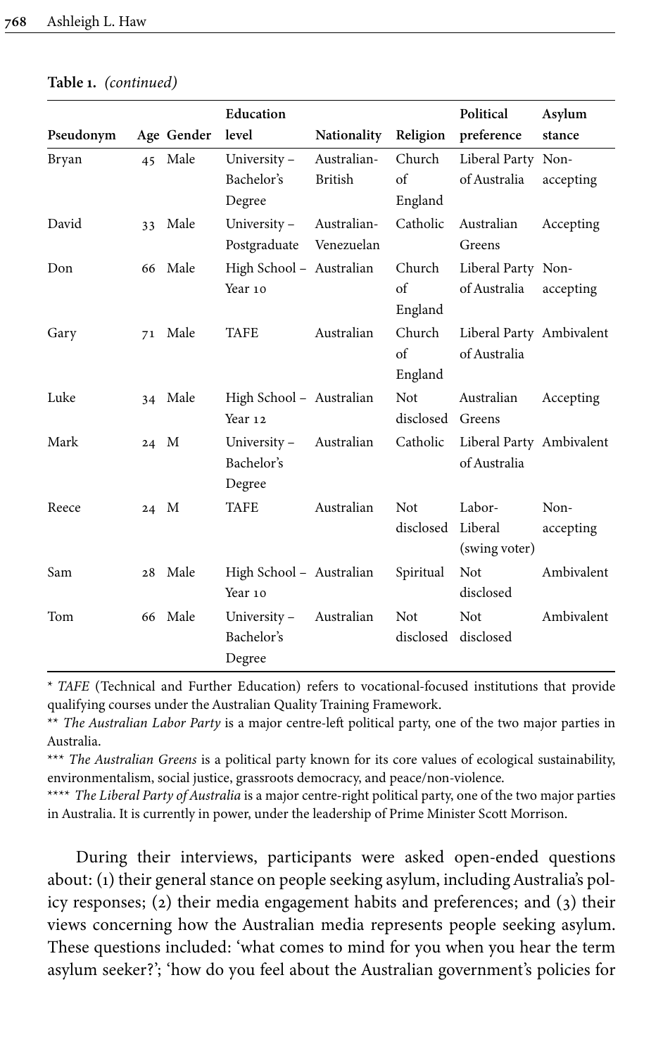**Table 1.** *(continued)*

| Pseudonym | Age | Gender | Education level | Nationality | Religion | Political preference | Asylum stance |
|---|---|---|---|---|---|---|---|
| Bryan | 45 | Male | University – Bachelor's Degree | Australian-British | Church of England | Liberal Party of Australia | Non-accepting |
| David | 33 | Male | University – Postgraduate | Australian-Venezuelan | Catholic | Australian Greens | Accepting |
| Don | 66 | Male | High School – Year 10 | Australian | Church of England | Liberal Party of Australia | Non-accepting |
| Gary | 71 | Male | TAFE | Australian | Church of England | Liberal Party of Australia | Ambivalent |
| Luke | 34 | Male | High School – Year 12 | Australian | Not disclosed | Australian Greens | Accepting |
| Mark | 24 | M | University – Bachelor's Degree | Australian | Catholic | Liberal Party of Australia | Ambivalent |
| Reece | 24 | M | TAFE | Australian | Not disclosed | Labor-Liberal (swing voter) | Non-accepting |
| Sam | 28 | Male | High School – Year 10 | Australian | Spiritual | Not disclosed | Ambivalent |
| Tom | 66 | Male | University – Bachelor's Degree | Australian | Not disclosed | Not disclosed | Ambivalent |

\* *TAFE* (Technical and Further Education) refers to vocational-focused institutions that provide qualifying courses under the Australian Quality Training Framework.
\*\* *The Australian Labor Party* is a major centre-left political party, one of the two major parties in Australia.
\*\*\* *The Australian Greens* is a political party known for its core values of ecological sustainability, environmentalism, social justice, grassroots democracy, and peace/non-violence.
\*\*\*\* *The Liberal Party of Australia* is a major centre-right political party, one of the two major parties in Australia. It is currently in power, under the leadership of Prime Minister Scott Morrison.

During their interviews, participants were asked open-ended questions about: (1) their general stance on people seeking asylum, including Australia's policy responses; (2) their media engagement habits and preferences; and (3) their views concerning how the Australian media represents people seeking asylum. These questions included: 'what comes to mind for you when you hear the term asylum seeker?'; 'how do you feel about the Australian government's policies for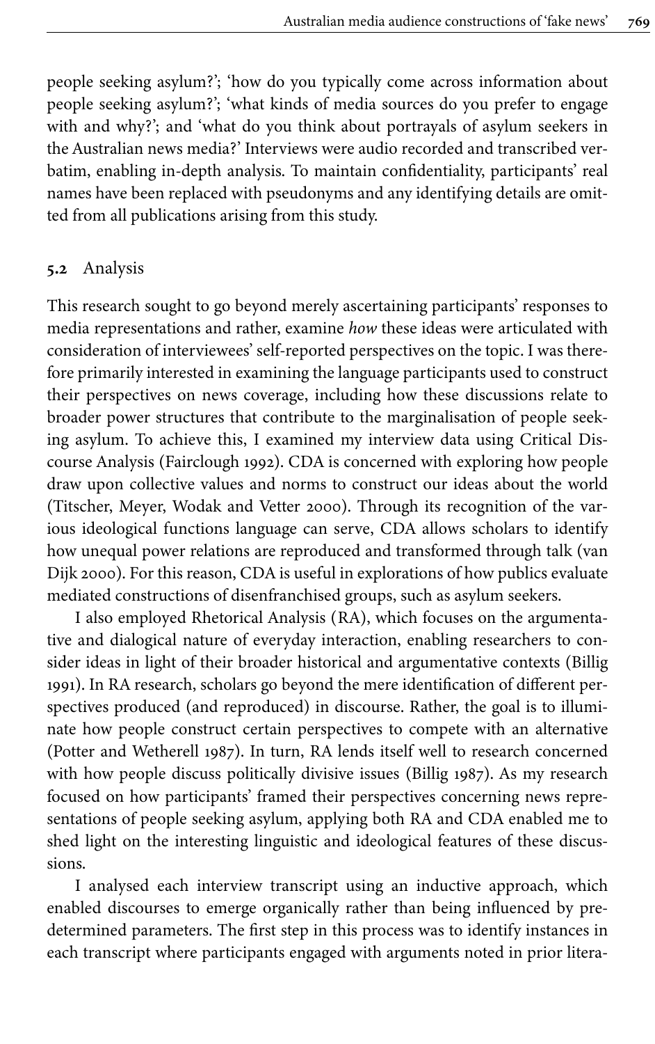people seeking asylum?'; 'how do you typically come across information about people seeking asylum?'; 'what kinds of media sources do you prefer to engage with and why?'; and 'what do you think about portrayals of asylum seekers in the Australian news media?' Interviews were audio recorded and transcribed verbatim, enabling in-depth analysis. To maintain confidentiality, participants' real names have been replaced with pseudonyms and any identifying details are omitted from all publications arising from this study.

### 5.2 Analysis

This research sought to go beyond merely ascertaining participants' responses to media representations and rather, examine *how* these ideas were articulated with consideration of interviewees' self-reported perspectives on the topic. I was therefore primarily interested in examining the language participants used to construct their perspectives on news coverage, including how these discussions relate to broader power structures that contribute to the marginalisation of people seeking asylum. To achieve this, I examined my interview data using Critical Discourse Analysis (Fairclough 1992). CDA is concerned with exploring how people draw upon collective values and norms to construct our ideas about the world (Titscher, Meyer, Wodak and Vetter 2000). Through its recognition of the various ideological functions language can serve, CDA allows scholars to identify how unequal power relations are reproduced and transformed through talk (van Dijk 2000). For this reason, CDA is useful in explorations of how publics evaluate mediated constructions of disenfranchised groups, such as asylum seekers.

I also employed Rhetorical Analysis (RA), which focuses on the argumentative and dialogical nature of everyday interaction, enabling researchers to consider ideas in light of their broader historical and argumentative contexts (Billig 1991). In RA research, scholars go beyond the mere identification of different perspectives produced (and reproduced) in discourse. Rather, the goal is to illuminate how people construct certain perspectives to compete with an alternative (Potter and Wetherell 1987). In turn, RA lends itself well to research concerned with how people discuss politically divisive issues (Billig 1987). As my research focused on how participants' framed their perspectives concerning news representations of people seeking asylum, applying both RA and CDA enabled me to shed light on the interesting linguistic and ideological features of these discussions.

I analysed each interview transcript using an inductive approach, which enabled discourses to emerge organically rather than being influenced by predetermined parameters. The first step in this process was to identify instances in each transcript where participants engaged with arguments noted in prior litera-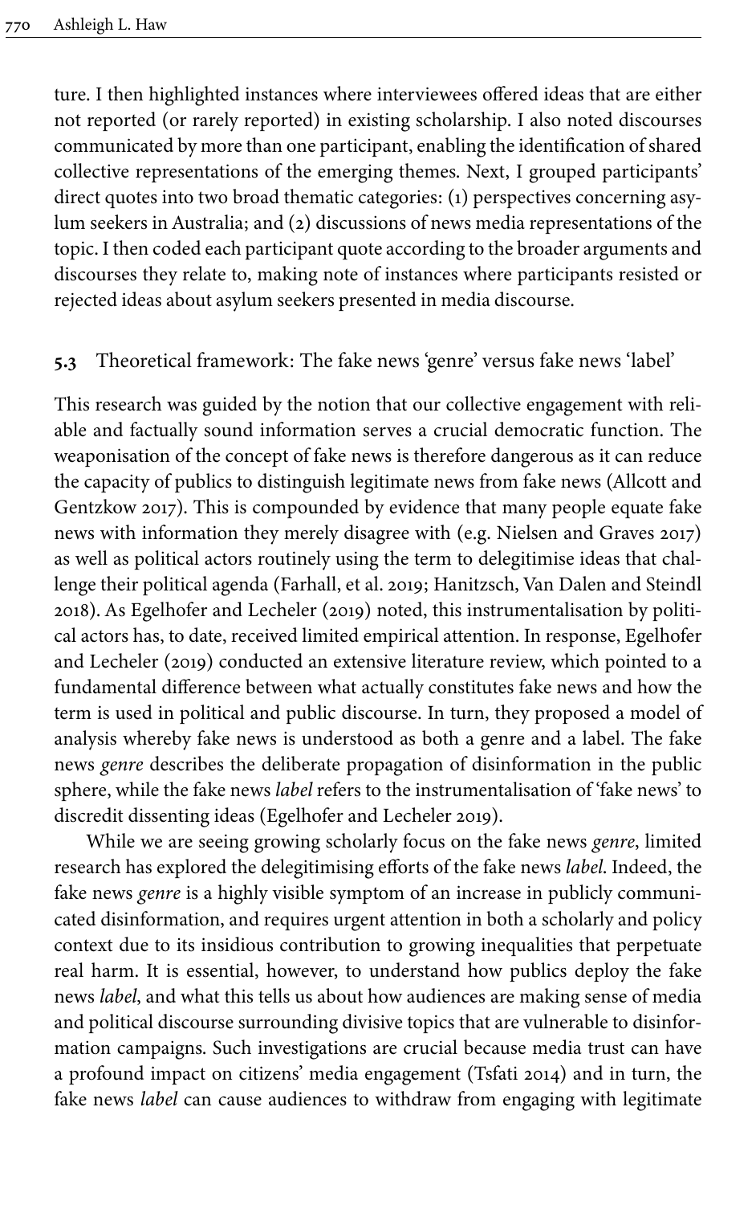ture. I then highlighted instances where interviewees offered ideas that are either not reported (or rarely reported) in existing scholarship. I also noted discourses communicated by more than one participant, enabling the identification of shared collective representations of the emerging themes. Next, I grouped participants' direct quotes into two broad thematic categories: (1) perspectives concerning asylum seekers in Australia; and (2) discussions of news media representations of the topic. I then coded each participant quote according to the broader arguments and discourses they relate to, making note of instances where participants resisted or rejected ideas about asylum seekers presented in media discourse.

### 5.3 Theoretical framework: The fake news 'genre' versus fake news 'label'

This research was guided by the notion that our collective engagement with reliable and factually sound information serves a crucial democratic function. The weaponisation of the concept of fake news is therefore dangerous as it can reduce the capacity of publics to distinguish legitimate news from fake news (Allcott and Gentzkow 2017). This is compounded by evidence that many people equate fake news with information they merely disagree with (e.g. Nielsen and Graves 2017) as well as political actors routinely using the term to delegitimise ideas that challenge their political agenda (Farhall, et al. 2019; Hanitzsch, Van Dalen and Steindl 2018). As Egelhofer and Lecheler (2019) noted, this instrumentalisation by political actors has, to date, received limited empirical attention. In response, Egelhofer and Lecheler (2019) conducted an extensive literature review, which pointed to a fundamental difference between what actually constitutes fake news and how the term is used in political and public discourse. In turn, they proposed a model of analysis whereby fake news is understood as both a genre and a label. The fake news *genre* describes the deliberate propagation of disinformation in the public sphere, while the fake news *label* refers to the instrumentalisation of 'fake news' to discredit dissenting ideas (Egelhofer and Lecheler 2019).

While we are seeing growing scholarly focus on the fake news *genre*, limited research has explored the delegitimising efforts of the fake news *label*. Indeed, the fake news *genre* is a highly visible symptom of an increase in publicly communicated disinformation, and requires urgent attention in both a scholarly and policy context due to its insidious contribution to growing inequalities that perpetuate real harm. It is essential, however, to understand how publics deploy the fake news *label*, and what this tells us about how audiences are making sense of media and political discourse surrounding divisive topics that are vulnerable to disinformation campaigns. Such investigations are crucial because media trust can have a profound impact on citizens' media engagement (Tsfati 2014) and in turn, the fake news *label* can cause audiences to withdraw from engaging with legitimate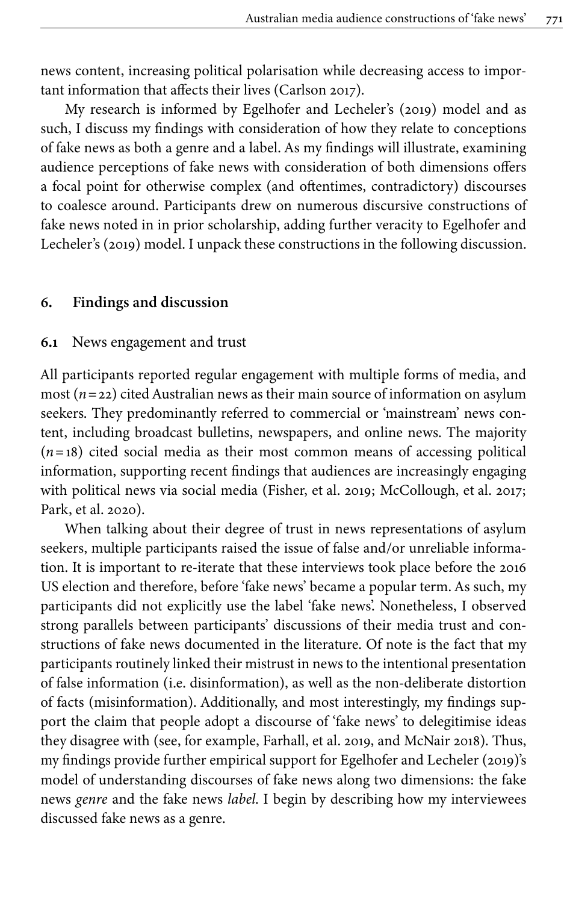news content, increasing political polarisation while decreasing access to important information that affects their lives (Carlson 2017).

My research is informed by Egelhofer and Lecheler's (2019) model and as such, I discuss my findings with consideration of how they relate to conceptions of fake news as both a genre and a label. As my findings will illustrate, examining audience perceptions of fake news with consideration of both dimensions offers a focal point for otherwise complex (and oftentimes, contradictory) discourses to coalesce around. Participants drew on numerous discursive constructions of fake news noted in in prior scholarship, adding further veracity to Egelhofer and Lecheler's (2019) model. I unpack these constructions in the following discussion.

## 6. Findings and discussion

### 6.1 News engagement and trust

All participants reported regular engagement with multiple forms of media, and most ($n = 22$) cited Australian news as their main source of information on asylum seekers. They predominantly referred to commercial or 'mainstream' news content, including broadcast bulletins, newspapers, and online news. The majority ($n = 18$) cited social media as their most common means of accessing political information, supporting recent findings that audiences are increasingly engaging with political news via social media (Fisher, et al. 2019; McCollough, et al. 2017; Park, et al. 2020).

When talking about their degree of trust in news representations of asylum seekers, multiple participants raised the issue of false and/or unreliable information. It is important to re-iterate that these interviews took place before the 2016 US election and therefore, before 'fake news' became a popular term. As such, my participants did not explicitly use the label 'fake news'. Nonetheless, I observed strong parallels between participants' discussions of their media trust and constructions of fake news documented in the literature. Of note is the fact that my participants routinely linked their mistrust in news to the intentional presentation of false information (i.e. disinformation), as well as the non-deliberate distortion of facts (misinformation). Additionally, and most interestingly, my findings support the claim that people adopt a discourse of 'fake news' to delegitimise ideas they disagree with (see, for example, Farhall, et al. 2019, and McNair 2018). Thus, my findings provide further empirical support for Egelhofer and Lecheler (2019)'s model of understanding discourses of fake news along two dimensions: the fake news *genre* and the fake news *label*. I begin by describing how my interviewees discussed fake news as a genre.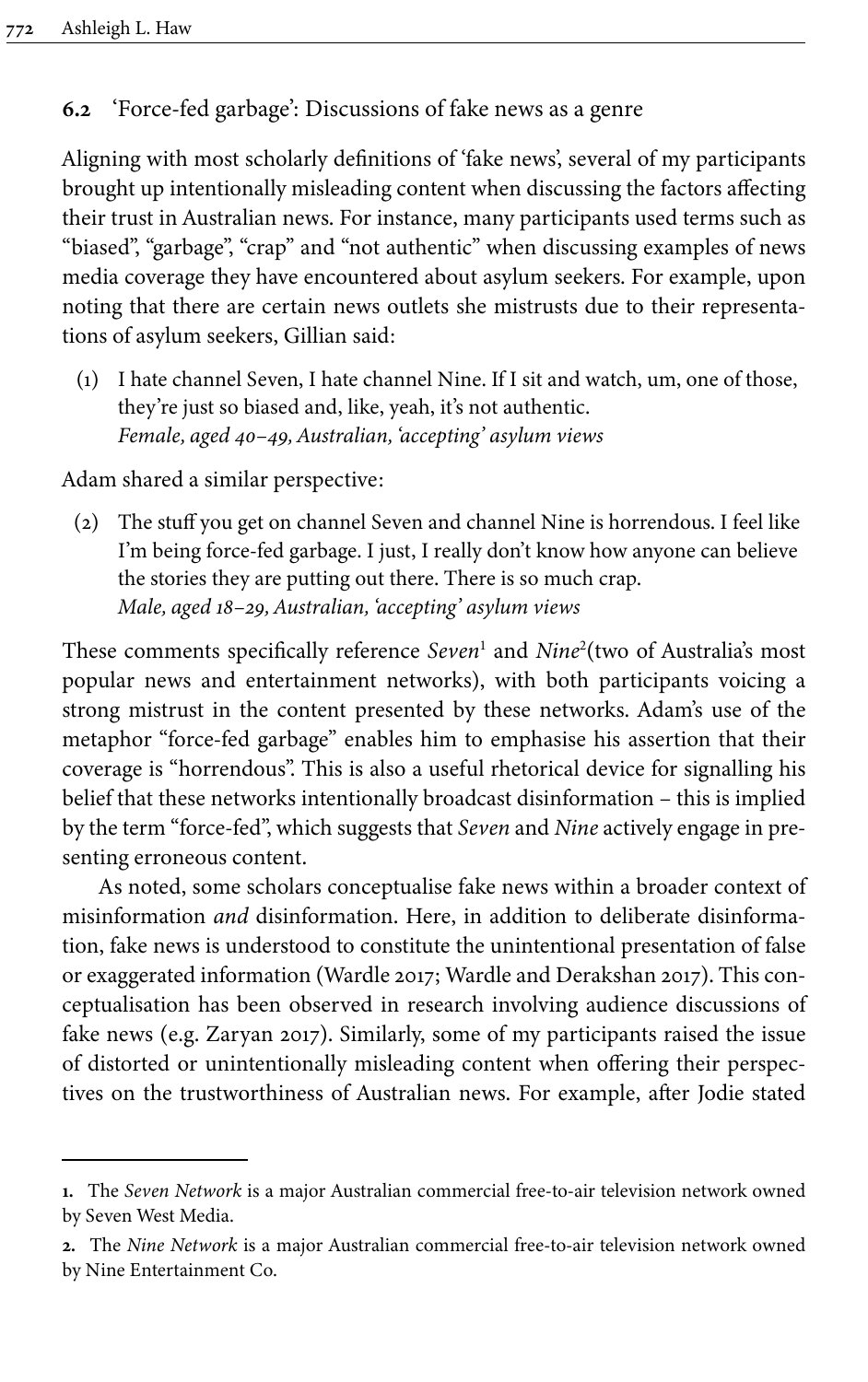### 6.2 'Force-fed garbage': Discussions of fake news as a genre

Aligning with most scholarly definitions of 'fake news', several of my participants brought up intentionally misleading content when discussing the factors affecting their trust in Australian news. For instance, many participants used terms such as "biased", "garbage", "crap" and "not authentic" when discussing examples of news media coverage they have encountered about asylum seekers. For example, upon noting that there are certain news outlets she mistrusts due to their representations of asylum seekers, Gillian said:

> (1) I hate channel Seven, I hate channel Nine. If I sit and watch, um, one of those, they're just so biased and, like, yeah, it's not authentic.
> *Female, aged 40–49, Australian, 'accepting' asylum views*

Adam shared a similar perspective:

> (2) The stuff you get on channel Seven and channel Nine is horrendous. I feel like I'm being force-fed garbage. I just, I really don't know how anyone can believe the stories they are putting out there. There is so much crap.
> *Male, aged 18–29, Australian, 'accepting' asylum views*

These comments specifically reference *Seven*[1] and *Nine*[2](two of Australia's most popular news and entertainment networks), with both participants voicing a strong mistrust in the content presented by these networks. Adam's use of the metaphor "force-fed garbage" enables him to emphasise his assertion that their coverage is "horrendous". This is also a useful rhetorical device for signalling his belief that these networks intentionally broadcast disinformation – this is implied by the term "force-fed", which suggests that *Seven* and *Nine* actively engage in presenting erroneous content.

As noted, some scholars conceptualise fake news within a broader context of misinformation *and* disinformation. Here, in addition to deliberate disinformation, fake news is understood to constitute the unintentional presentation of false or exaggerated information (Wardle 2017; Wardle and Derakshan 2017). This conceptualisation has been observed in research involving audience discussions of fake news (e.g. Zaryan 2017). Similarly, some of my participants raised the issue of distorted or unintentionally misleading content when offering their perspectives on the trustworthiness of Australian news. For example, after Jodie stated

---

**1.** The *Seven Network* is a major Australian commercial free-to-air television network owned by Seven West Media.

**2.** The *Nine Network* is a major Australian commercial free-to-air television network owned by Nine Entertainment Co.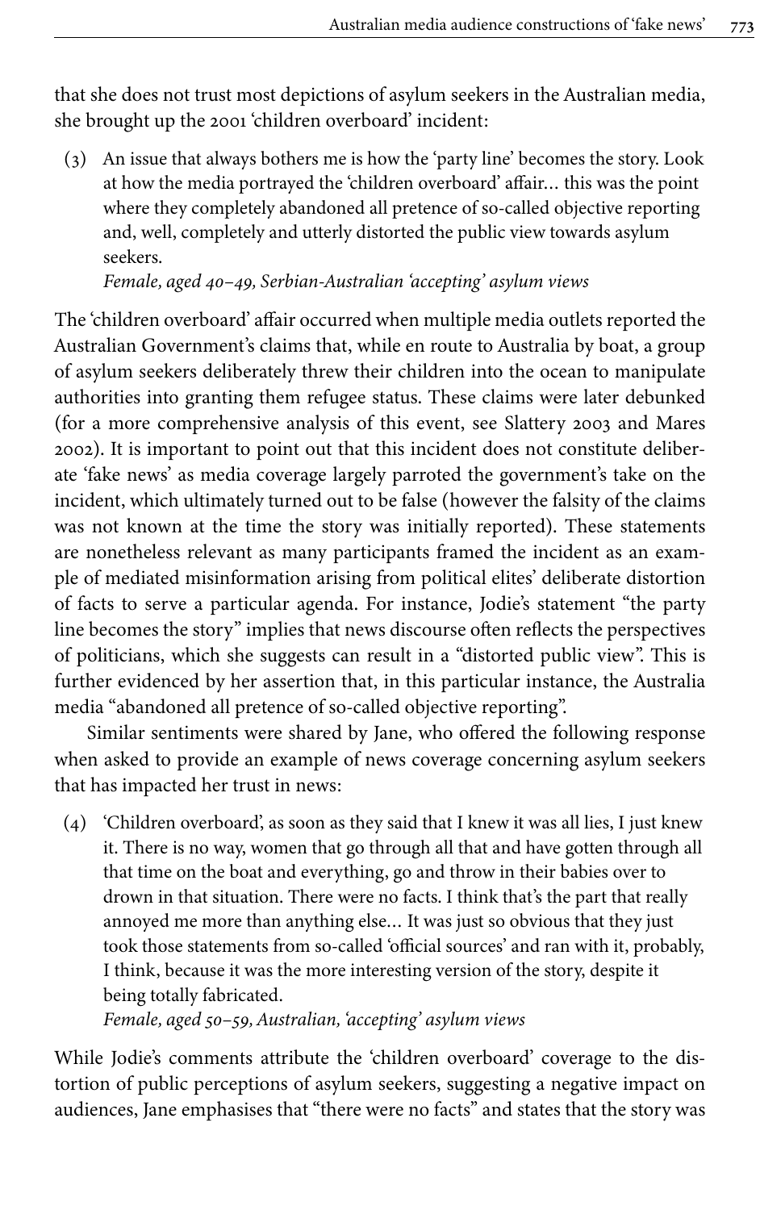that she does not trust most depictions of asylum seekers in the Australian media, she brought up the 2001 'children overboard' incident:

> (3) An issue that always bothers me is how the 'party line' becomes the story. Look at how the media portrayed the 'children overboard' affair… this was the point where they completely abandoned all pretence of so-called objective reporting and, well, completely and utterly distorted the public view towards asylum seekers.
> *Female, aged 40–49, Serbian-Australian 'accepting' asylum views*

The 'children overboard' affair occurred when multiple media outlets reported the Australian Government's claims that, while en route to Australia by boat, a group of asylum seekers deliberately threw their children into the ocean to manipulate authorities into granting them refugee status. These claims were later debunked (for a more comprehensive analysis of this event, see Slattery 2003 and Mares 2002). It is important to point out that this incident does not constitute deliberate 'fake news' as media coverage largely parroted the government's take on the incident, which ultimately turned out to be false (however the falsity of the claims was not known at the time the story was initially reported). These statements are nonetheless relevant as many participants framed the incident as an example of mediated misinformation arising from political elites' deliberate distortion of facts to serve a particular agenda. For instance, Jodie's statement "the party line becomes the story" implies that news discourse often reflects the perspectives of politicians, which she suggests can result in a "distorted public view". This is further evidenced by her assertion that, in this particular instance, the Australia media "abandoned all pretence of so-called objective reporting".

Similar sentiments were shared by Jane, who offered the following response when asked to provide an example of news coverage concerning asylum seekers that has impacted her trust in news:

> (4) 'Children overboard', as soon as they said that I knew it was all lies, I just knew it. There is no way, women that go through all that and have gotten through all that time on the boat and everything, go and throw in their babies over to drown in that situation. There were no facts. I think that's the part that really annoyed me more than anything else… It was just so obvious that they just took those statements from so-called 'official sources' and ran with it, probably, I think, because it was the more interesting version of the story, despite it being totally fabricated.
> *Female, aged 50–59, Australian, 'accepting' asylum views*

While Jodie's comments attribute the 'children overboard' coverage to the distortion of public perceptions of asylum seekers, suggesting a negative impact on audiences, Jane emphasises that "there were no facts" and states that the story was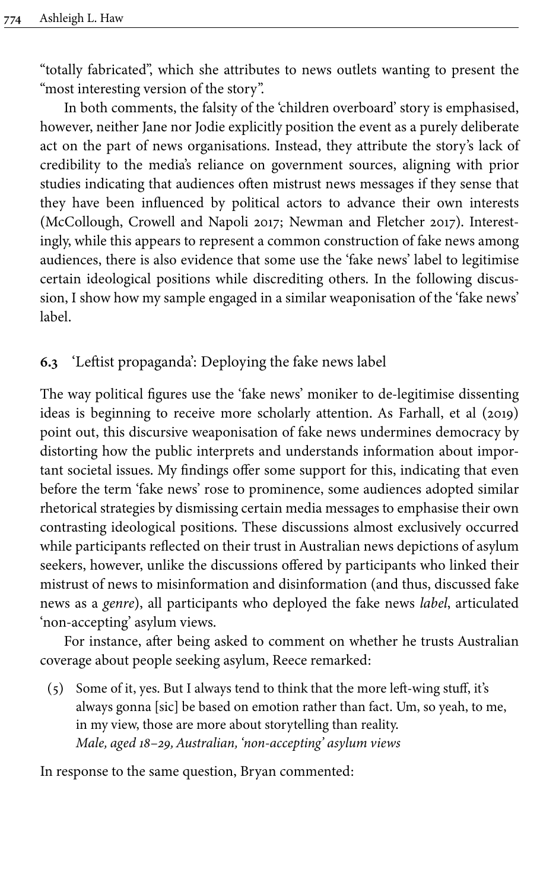"totally fabricated", which she attributes to news outlets wanting to present the "most interesting version of the story".

In both comments, the falsity of the 'children overboard' story is emphasised, however, neither Jane nor Jodie explicitly position the event as a purely deliberate act on the part of news organisations. Instead, they attribute the story's lack of credibility to the media's reliance on government sources, aligning with prior studies indicating that audiences often mistrust news messages if they sense that they have been influenced by political actors to advance their own interests (McCollough, Crowell and Napoli 2017; Newman and Fletcher 2017). Interestingly, while this appears to represent a common construction of fake news among audiences, there is also evidence that some use the 'fake news' label to legitimise certain ideological positions while discrediting others. In the following discussion, I show how my sample engaged in a similar weaponisation of the 'fake news' label.

### 6.3 'Leftist propaganda': Deploying the fake news label

The way political figures use the 'fake news' moniker to de-legitimise dissenting ideas is beginning to receive more scholarly attention. As Farhall, et al (2019) point out, this discursive weaponisation of fake news undermines democracy by distorting how the public interprets and understands information about important societal issues. My findings offer some support for this, indicating that even before the term 'fake news' rose to prominence, some audiences adopted similar rhetorical strategies by dismissing certain media messages to emphasise their own contrasting ideological positions. These discussions almost exclusively occurred while participants reflected on their trust in Australian news depictions of asylum seekers, however, unlike the discussions offered by participants who linked their mistrust of news to misinformation and disinformation (and thus, discussed fake news as a *genre*), all participants who deployed the fake news *label*, articulated 'non-accepting' asylum views.

For instance, after being asked to comment on whether he trusts Australian coverage about people seeking asylum, Reece remarked:

(5) Some of it, yes. But I always tend to think that the more left-wing stuff, it's always gonna [sic] be based on emotion rather than fact. Um, so yeah, to me, in my view, those are more about storytelling than reality.
*Male, aged 18–29, Australian, 'non-accepting' asylum views*

In response to the same question, Bryan commented: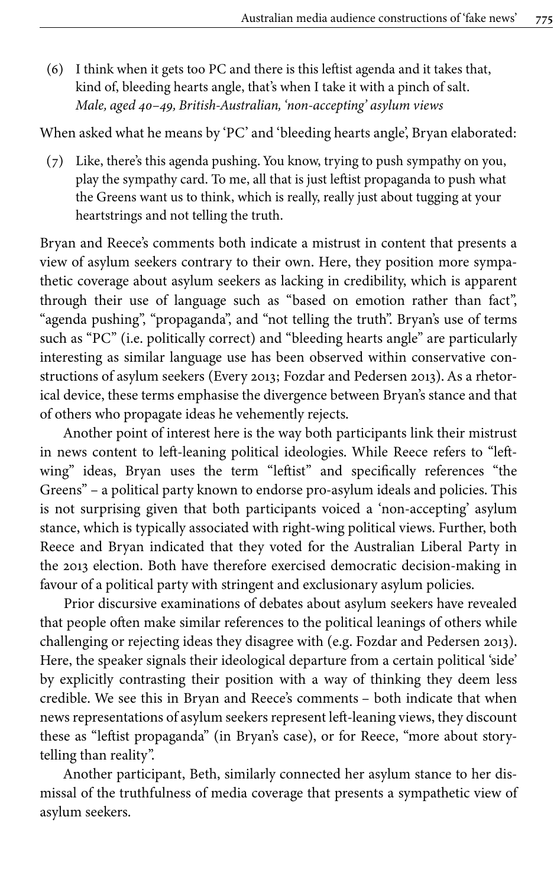(6) I think when it gets too PC and there is this leftist agenda and it takes that, kind of, bleeding hearts angle, that's when I take it with a pinch of salt.
*Male, aged 40–49, British-Australian, 'non-accepting' asylum views*

When asked what he means by 'PC' and 'bleeding hearts angle', Bryan elaborated:

(7) Like, there's this agenda pushing. You know, trying to push sympathy on you, play the sympathy card. To me, all that is just leftist propaganda to push what the Greens want us to think, which is really, really just about tugging at your heartstrings and not telling the truth.

Bryan and Reece's comments both indicate a mistrust in content that presents a view of asylum seekers contrary to their own. Here, they position more sympathetic coverage about asylum seekers as lacking in credibility, which is apparent through their use of language such as "based on emotion rather than fact", "agenda pushing", "propaganda", and "not telling the truth". Bryan's use of terms such as "PC" (i.e. politically correct) and "bleeding hearts angle" are particularly interesting as similar language use has been observed within conservative constructions of asylum seekers (Every 2013; Fozdar and Pedersen 2013). As a rhetorical device, these terms emphasise the divergence between Bryan's stance and that of others who propagate ideas he vehemently rejects.

Another point of interest here is the way both participants link their mistrust in news content to left-leaning political ideologies. While Reece refers to "left-wing" ideas, Bryan uses the term "leftist" and specifically references "the Greens" – a political party known to endorse pro-asylum ideals and policies. This is not surprising given that both participants voiced a 'non-accepting' asylum stance, which is typically associated with right-wing political views. Further, both Reece and Bryan indicated that they voted for the Australian Liberal Party in the 2013 election. Both have therefore exercised democratic decision-making in favour of a political party with stringent and exclusionary asylum policies.

Prior discursive examinations of debates about asylum seekers have revealed that people often make similar references to the political leanings of others while challenging or rejecting ideas they disagree with (e.g. Fozdar and Pedersen 2013). Here, the speaker signals their ideological departure from a certain political 'side' by explicitly contrasting their position with a way of thinking they deem less credible. We see this in Bryan and Reece's comments – both indicate that when news representations of asylum seekers represent left-leaning views, they discount these as "leftist propaganda" (in Bryan's case), or for Reece, "more about storytelling than reality".

Another participant, Beth, similarly connected her asylum stance to her dismissal of the truthfulness of media coverage that presents a sympathetic view of asylum seekers.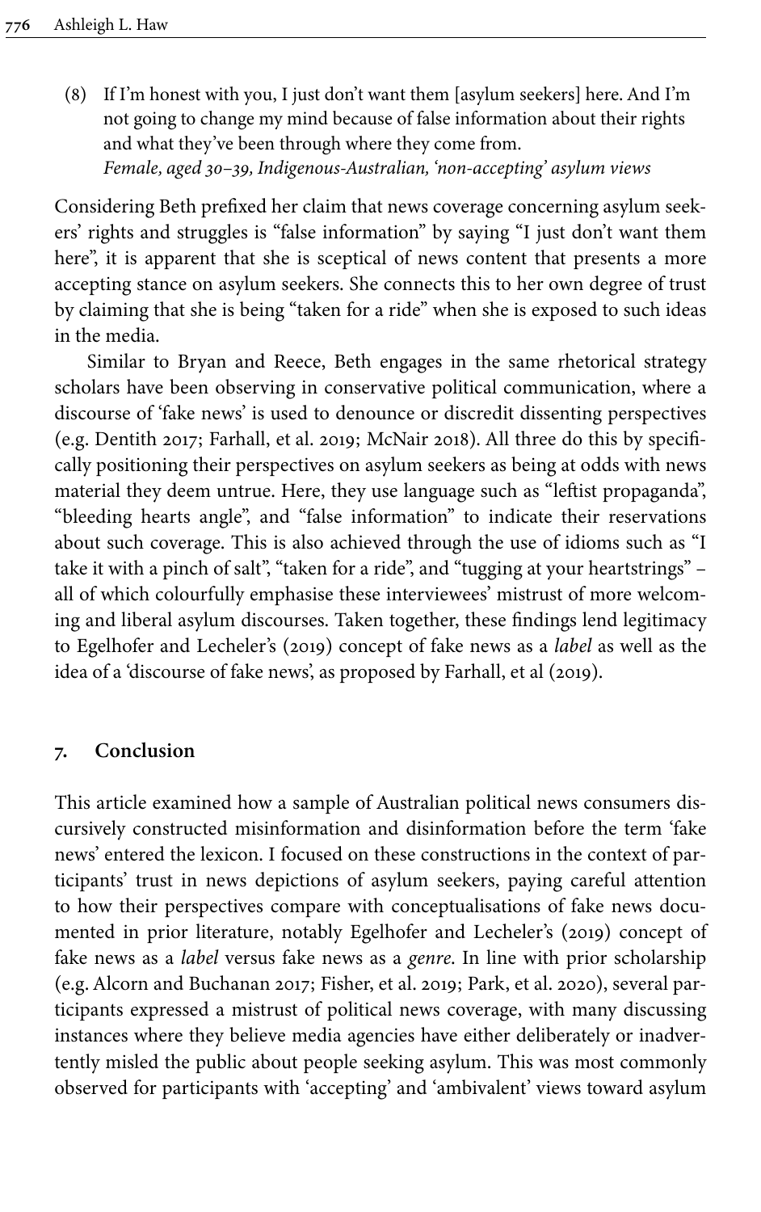(8) If I'm honest with you, I just don't want them [asylum seekers] here. And I'm not going to change my mind because of false information about their rights and what they've been through where they come from.
*Female, aged 30–39, Indigenous-Australian, 'non-accepting' asylum views*

Considering Beth prefixed her claim that news coverage concerning asylum seekers' rights and struggles is "false information" by saying "I just don't want them here", it is apparent that she is sceptical of news content that presents a more accepting stance on asylum seekers. She connects this to her own degree of trust by claiming that she is being "taken for a ride" when she is exposed to such ideas in the media.

Similar to Bryan and Reece, Beth engages in the same rhetorical strategy scholars have been observing in conservative political communication, where a discourse of 'fake news' is used to denounce or discredit dissenting perspectives (e.g. Dentith 2017; Farhall, et al. 2019; McNair 2018). All three do this by specifically positioning their perspectives on asylum seekers as being at odds with news material they deem untrue. Here, they use language such as "leftist propaganda", "bleeding hearts angle", and "false information" to indicate their reservations about such coverage. This is also achieved through the use of idioms such as "I take it with a pinch of salt", "taken for a ride", and "tugging at your heartstrings" – all of which colourfully emphasise these interviewees' mistrust of more welcoming and liberal asylum discourses. Taken together, these findings lend legitimacy to Egelhofer and Lecheler's (2019) concept of fake news as a *label* as well as the idea of a 'discourse of fake news', as proposed by Farhall, et al (2019).

## 7. Conclusion

This article examined how a sample of Australian political news consumers discursively constructed misinformation and disinformation before the term 'fake news' entered the lexicon. I focused on these constructions in the context of participants' trust in news depictions of asylum seekers, paying careful attention to how their perspectives compare with conceptualisations of fake news documented in prior literature, notably Egelhofer and Lecheler's (2019) concept of fake news as a *label* versus fake news as a *genre*. In line with prior scholarship (e.g. Alcorn and Buchanan 2017; Fisher, et al. 2019; Park, et al. 2020), several participants expressed a mistrust of political news coverage, with many discussing instances where they believe media agencies have either deliberately or inadvertently misled the public about people seeking asylum. This was most commonly observed for participants with 'accepting' and 'ambivalent' views toward asylum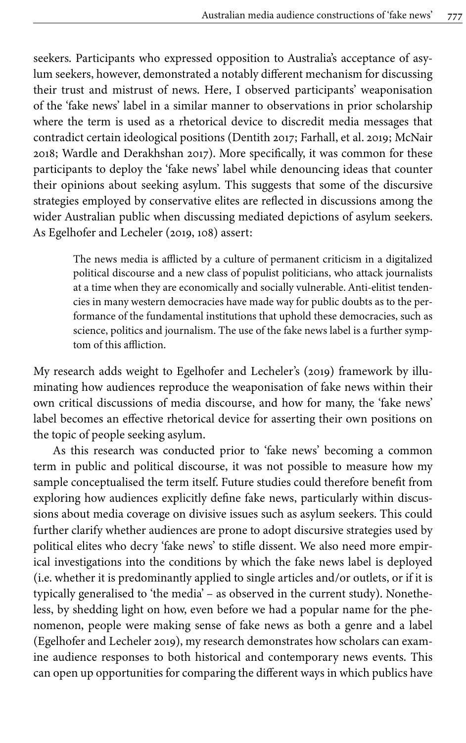seekers. Participants who expressed opposition to Australia's acceptance of asylum seekers, however, demonstrated a notably different mechanism for discussing their trust and mistrust of news. Here, I observed participants' weaponisation of the 'fake news' label in a similar manner to observations in prior scholarship where the term is used as a rhetorical device to discredit media messages that contradict certain ideological positions (Dentith 2017; Farhall, et al. 2019; McNair 2018; Wardle and Derakhshan 2017). More specifically, it was common for these participants to deploy the 'fake news' label while denouncing ideas that counter their opinions about seeking asylum. This suggests that some of the discursive strategies employed by conservative elites are reflected in discussions among the wider Australian public when discussing mediated depictions of asylum seekers. As Egelhofer and Lecheler (2019, 108) assert:

> The news media is afflicted by a culture of permanent criticism in a digitalized political discourse and a new class of populist politicians, who attack journalists at a time when they are economically and socially vulnerable. Anti-elitist tendencies in many western democracies have made way for public doubts as to the performance of the fundamental institutions that uphold these democracies, such as science, politics and journalism. The use of the fake news label is a further symptom of this affliction.

My research adds weight to Egelhofer and Lecheler's (2019) framework by illuminating how audiences reproduce the weaponisation of fake news within their own critical discussions of media discourse, and how for many, the 'fake news' label becomes an effective rhetorical device for asserting their own positions on the topic of people seeking asylum.

As this research was conducted prior to 'fake news' becoming a common term in public and political discourse, it was not possible to measure how my sample conceptualised the term itself. Future studies could therefore benefit from exploring how audiences explicitly define fake news, particularly within discussions about media coverage on divisive issues such as asylum seekers. This could further clarify whether audiences are prone to adopt discursive strategies used by political elites who decry 'fake news' to stifle dissent. We also need more empirical investigations into the conditions by which the fake news label is deployed (i.e. whether it is predominantly applied to single articles and/or outlets, or if it is typically generalised to 'the media' – as observed in the current study). Nonetheless, by shedding light on how, even before we had a popular name for the phenomenon, people were making sense of fake news as both a genre and a label (Egelhofer and Lecheler 2019), my research demonstrates how scholars can examine audience responses to both historical and contemporary news events. This can open up opportunities for comparing the different ways in which publics have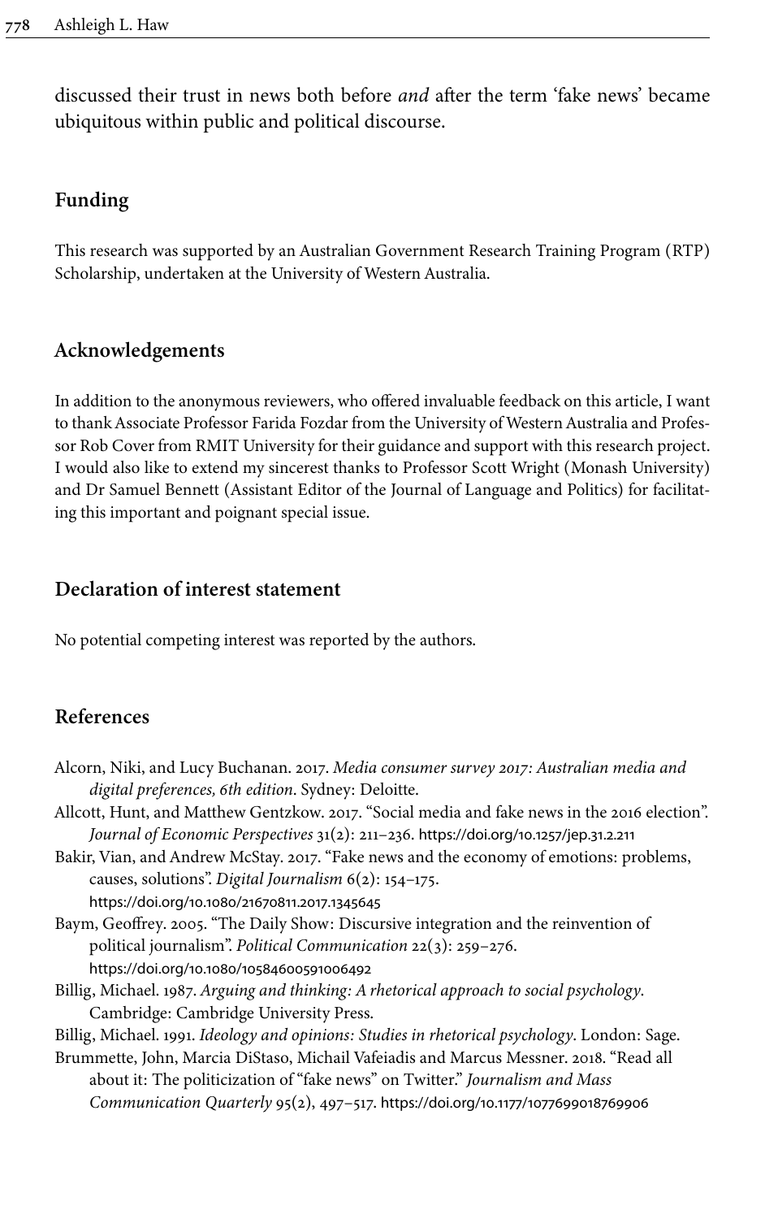discussed their trust in news both before *and* after the term 'fake news' became ubiquitous within public and political discourse.

## Funding

This research was supported by an Australian Government Research Training Program (RTP) Scholarship, undertaken at the University of Western Australia.

## Acknowledgements

In addition to the anonymous reviewers, who offered invaluable feedback on this article, I want to thank Associate Professor Farida Fozdar from the University of Western Australia and Professor Rob Cover from RMIT University for their guidance and support with this research project. I would also like to extend my sincerest thanks to Professor Scott Wright (Monash University) and Dr Samuel Bennett (Assistant Editor of the Journal of Language and Politics) for facilitating this important and poignant special issue.

## Declaration of interest statement

No potential competing interest was reported by the authors.

## References

Alcorn, Niki, and Lucy Buchanan. 2017. *Media consumer survey 2017: Australian media and digital preferences, 6th edition*. Sydney: Deloitte.

Allcott, Hunt, and Matthew Gentzkow. 2017. "Social media and fake news in the 2016 election". *Journal of Economic Perspectives* 31(2): 211–236. https://doi.org/10.1257/jep.31.2.211

Bakir, Vian, and Andrew McStay. 2017. "Fake news and the economy of emotions: problems, causes, solutions". *Digital Journalism* 6(2): 154–175. https://doi.org/10.1080/21670811.2017.1345645

Baym, Geoffrey. 2005. "The Daily Show: Discursive integration and the reinvention of political journalism". *Political Communication* 22(3): 259–276. https://doi.org/10.1080/10584600591006492

Billig, Michael. 1987. *Arguing and thinking: A rhetorical approach to social psychology*. Cambridge: Cambridge University Press.

Billig, Michael. 1991. *Ideology and opinions: Studies in rhetorical psychology*. London: Sage.

Brummette, John, Marcia DiStaso, Michail Vafeiadis and Marcus Messner. 2018. "Read all about it: The politicization of "fake news" on Twitter." *Journalism and Mass Communication Quarterly* 95(2), 497–517. https://doi.org/10.1177/1077699018769906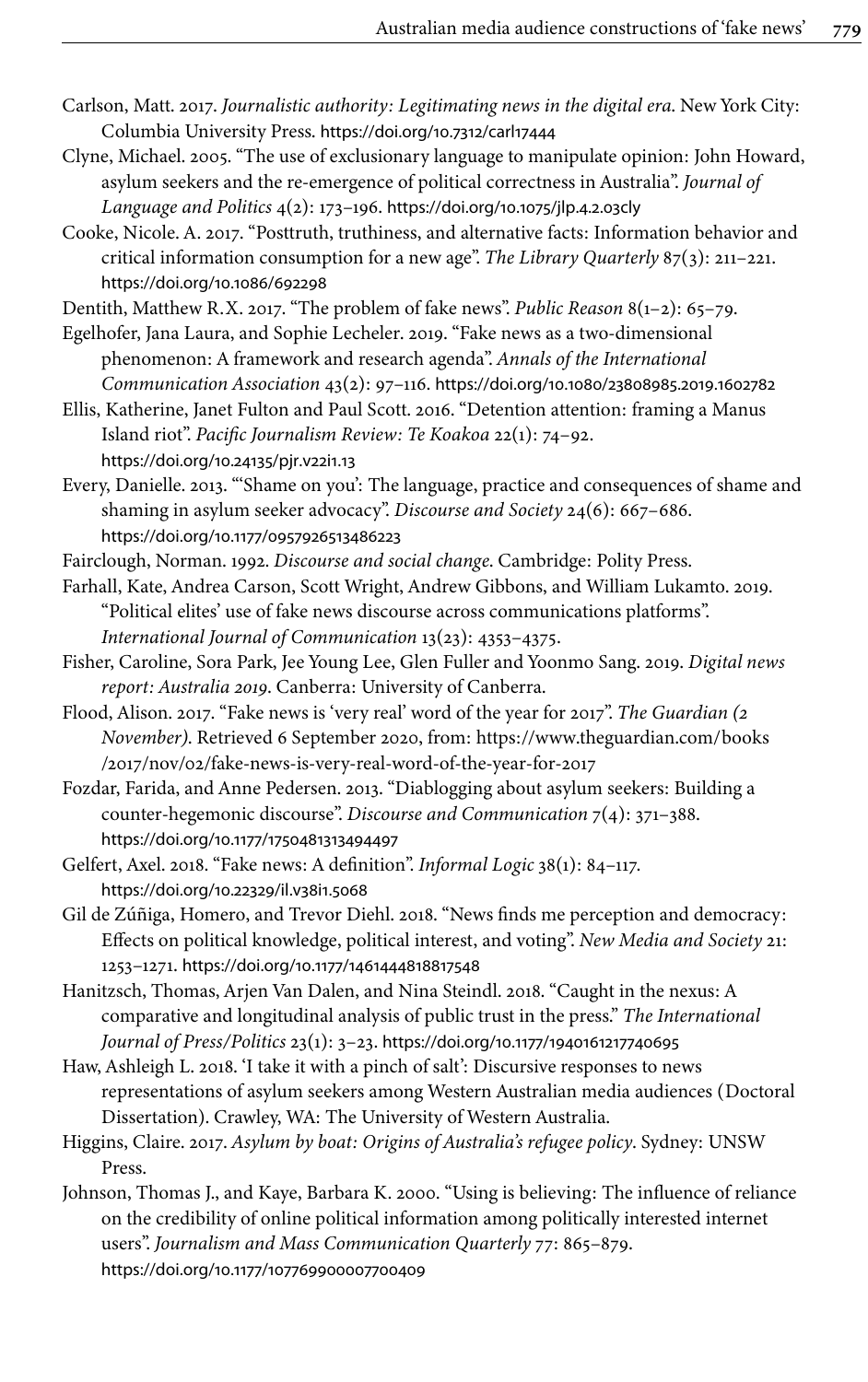Carlson, Matt. 2017. *Journalistic authority: Legitimating news in the digital era*. New York City: Columbia University Press. https://doi.org/10.7312/carl17444

Clyne, Michael. 2005. "The use of exclusionary language to manipulate opinion: John Howard, asylum seekers and the re-emergence of political correctness in Australia". *Journal of Language and Politics* 4(2): 173–196. https://doi.org/10.1075/jlp.4.2.03cly

Cooke, Nicole. A. 2017. "Posttruth, truthiness, and alternative facts: Information behavior and critical information consumption for a new age". *The Library Quarterly* 87(3): 211–221. https://doi.org/10.1086/692298

Dentith, Matthew R.X. 2017. "The problem of fake news". *Public Reason* 8(1–2): 65–79.

Egelhofer, Jana Laura, and Sophie Lecheler. 2019. "Fake news as a two-dimensional phenomenon: A framework and research agenda". *Annals of the International Communication Association* 43(2): 97–116. https://doi.org/10.1080/23808985.2019.1602782

Ellis, Katherine, Janet Fulton and Paul Scott. 2016. "Detention attention: framing a Manus Island riot". *Pacific Journalism Review: Te Koakoa* 22(1): 74–92. https://doi.org/10.24135/pjr.v22i1.13

Every, Danielle. 2013. "'Shame on you': The language, practice and consequences of shame and shaming in asylum seeker advocacy". *Discourse and Society* 24(6): 667–686. https://doi.org/10.1177/0957926513486223

Fairclough, Norman. 1992. *Discourse and social change*. Cambridge: Polity Press.

Farhall, Kate, Andrea Carson, Scott Wright, Andrew Gibbons, and William Lukamto. 2019. "Political elites' use of fake news discourse across communications platforms". *International Journal of Communication* 13(23): 4353–4375.

Fisher, Caroline, Sora Park, Jee Young Lee, Glen Fuller and Yoonmo Sang. 2019. *Digital news report: Australia 2019*. Canberra: University of Canberra.

Flood, Alison. 2017. "Fake news is 'very real' word of the year for 2017". *The Guardian (2 November)*. Retrieved 6 September 2020, from: https://www.theguardian.com/books/2017/nov/02/fake-news-is-very-real-word-of-the-year-for-2017

Fozdar, Farida, and Anne Pedersen. 2013. "Diablogging about asylum seekers: Building a counter-hegemonic discourse". *Discourse and Communication* 7(4): 371–388. https://doi.org/10.1177/1750481313494497

Gelfert, Axel. 2018. "Fake news: A definition". *Informal Logic* 38(1): 84–117. https://doi.org/10.22329/il.v38i1.5068

Gil de Zúñiga, Homero, and Trevor Diehl. 2018. "News finds me perception and democracy: Effects on political knowledge, political interest, and voting". *New Media and Society* 21: 1253–1271. https://doi.org/10.1177/1461444818817548

Hanitzsch, Thomas, Arjen Van Dalen, and Nina Steindl. 2018. "Caught in the nexus: A comparative and longitudinal analysis of public trust in the press." *The International Journal of Press/Politics* 23(1): 3–23. https://doi.org/10.1177/1940161217740695

Haw, Ashleigh L. 2018. 'I take it with a pinch of salt': Discursive responses to news representations of asylum seekers among Western Australian media audiences (Doctoral Dissertation). Crawley, WA: The University of Western Australia.

Higgins, Claire. 2017. *Asylum by boat: Origins of Australia's refugee policy*. Sydney: UNSW Press.

Johnson, Thomas J., and Kaye, Barbara K. 2000. "Using is believing: The influence of reliance on the credibility of online political information among politically interested internet users". *Journalism and Mass Communication Quarterly* 77: 865–879. https://doi.org/10.1177/107769900007700409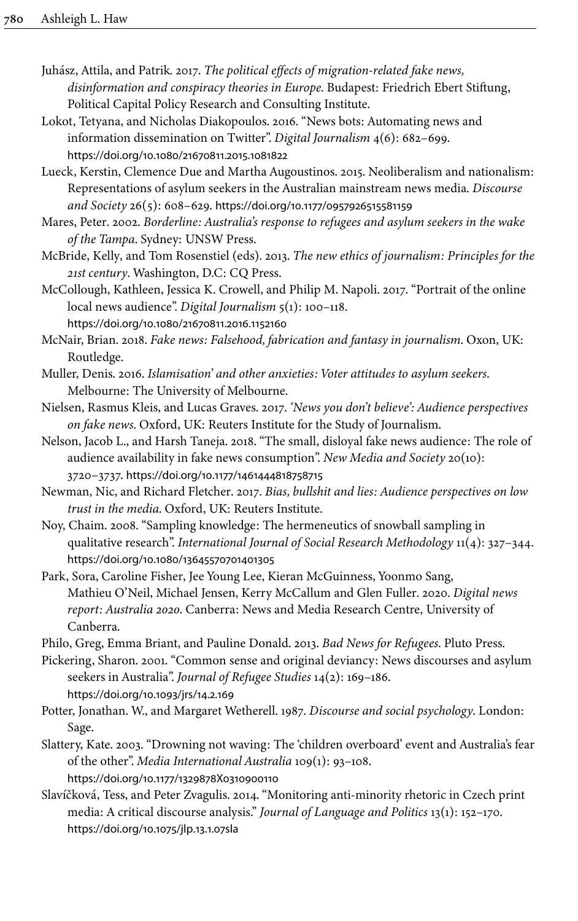Juhász, Attila, and Patrik. 2017. *The political effects of migration-related fake news, disinformation and conspiracy theories in Europe*. Budapest: Friedrich Ebert Stiftung, Political Capital Policy Research and Consulting Institute.

Lokot, Tetyana, and Nicholas Diakopoulos. 2016. "News bots: Automating news and information dissemination on Twitter". *Digital Journalism* 4(6): 682–699. https://doi.org/10.1080/21670811.2015.1081822

Lueck, Kerstin, Clemence Due and Martha Augoustinos. 2015. Neoliberalism and nationalism: Representations of asylum seekers in the Australian mainstream news media. *Discourse and Society* 26(5): 608–629. https://doi.org/10.1177/0957926515581159

Mares, Peter. 2002. *Borderline: Australia's response to refugees and asylum seekers in the wake of the Tampa*. Sydney: UNSW Press.

McBride, Kelly, and Tom Rosenstiel (eds). 2013. *The new ethics of journalism: Principles for the 21st century*. Washington, D.C: CQ Press.

McCollough, Kathleen, Jessica K. Crowell, and Philip M. Napoli. 2017. "Portrait of the online local news audience". *Digital Journalism* 5(1): 100–118. https://doi.org/10.1080/21670811.2016.1152160

McNair, Brian. 2018. *Fake news: Falsehood, fabrication and fantasy in journalism*. Oxon, UK: Routledge.

Muller, Denis. 2016. *Islamisation' and other anxieties: Voter attitudes to asylum seekers*. Melbourne: The University of Melbourne.

Nielsen, Rasmus Kleis, and Lucas Graves. 2017. *'News you don't believe': Audience perspectives on fake news*. Oxford, UK: Reuters Institute for the Study of Journalism.

Nelson, Jacob L., and Harsh Taneja. 2018. "The small, disloyal fake news audience: The role of audience availability in fake news consumption". *New Media and Society* 20(10): 3720–3737. https://doi.org/10.1177/1461444818758715

Newman, Nic, and Richard Fletcher. 2017. *Bias, bullshit and lies: Audience perspectives on low trust in the media*. Oxford, UK: Reuters Institute.

Noy, Chaim. 2008. "Sampling knowledge: The hermeneutics of snowball sampling in qualitative research". *International Journal of Social Research Methodology* 11(4): 327–344. https://doi.org/10.1080/13645570701401305

Park, Sora, Caroline Fisher, Jee Young Lee, Kieran McGuinness, Yoonmo Sang, Mathieu O'Neil, Michael Jensen, Kerry McCallum and Glen Fuller. 2020. *Digital news report: Australia 2020*. Canberra: News and Media Research Centre, University of Canberra.

Philo, Greg, Emma Briant, and Pauline Donald. 2013. *Bad News for Refugees*. Pluto Press.

Pickering, Sharon. 2001. "Common sense and original deviancy: News discourses and asylum seekers in Australia". *Journal of Refugee Studies* 14(2): 169–186. https://doi.org/10.1093/jrs/14.2.169

Potter, Jonathan. W., and Margaret Wetherell. 1987. *Discourse and social psychology*. London: Sage.

Slattery, Kate. 2003. "Drowning not waving: The 'children overboard' event and Australia's fear of the other". *Media International Australia* 109(1): 93–108. https://doi.org/10.1177/1329878X0310900110

Slavíčková, Tess, and Peter Zvagulis. 2014. "Monitoring anti-minority rhetoric in Czech print media: A critical discourse analysis." *Journal of Language and Politics* 13(1): 152–170. https://doi.org/10.1075/jlp.13.1.07sla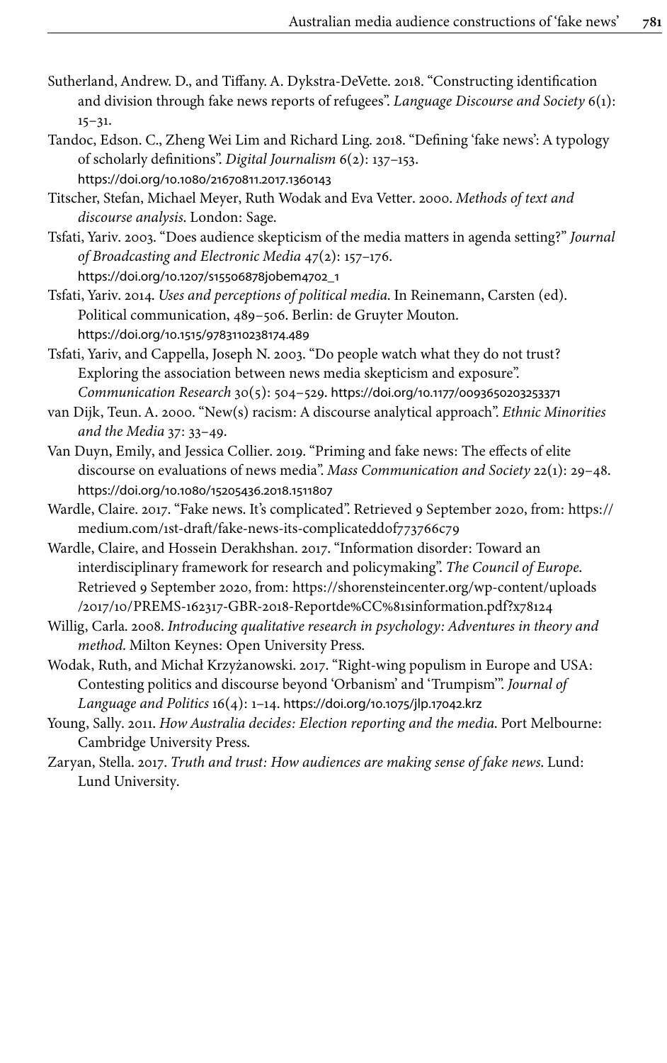Sutherland, Andrew. D., and Tiffany. A. Dykstra-DeVette. 2018. "Constructing identification and division through fake news reports of refugees". *Language Discourse and Society* 6(1): 15–31.

Tandoc, Edson. C., Zheng Wei Lim and Richard Ling. 2018. "Defining 'fake news': A typology of scholarly definitions". *Digital Journalism* 6(2): 137–153. https://doi.org/10.1080/21670811.2017.1360143

Titscher, Stefan, Michael Meyer, Ruth Wodak and Eva Vetter. 2000. *Methods of text and discourse analysis*. London: Sage.

Tsfati, Yariv. 2003. "Does audience skepticism of the media matters in agenda setting?" *Journal of Broadcasting and Electronic Media* 47(2): 157–176. https://doi.org/10.1207/s15506878jobem4702_1

Tsfati, Yariv. 2014. *Uses and perceptions of political media*. In Reinemann, Carsten (ed). Political communication, 489–506. Berlin: de Gruyter Mouton. https://doi.org/10.1515/9783110238174.489

Tsfati, Yariv, and Cappella, Joseph N. 2003. "Do people watch what they do not trust? Exploring the association between news media skepticism and exposure". *Communication Research* 30(5): 504–529. https://doi.org/10.1177/0093650203253371

van Dijk, Teun. A. 2000. "New(s) racism: A discourse analytical approach". *Ethnic Minorities and the Media* 37: 33–49.

Van Duyn, Emily, and Jessica Collier. 2019. "Priming and fake news: The effects of elite discourse on evaluations of news media". *Mass Communication and Society* 22(1): 29–48. https://doi.org/10.1080/15205436.2018.1511807

Wardle, Claire. 2017. "Fake news. It's complicated". Retrieved 9 September 2020, from: https://medium.com/1st-draft/fake-news-its-complicateddof773766c79

Wardle, Claire, and Hossein Derakhshan. 2017. "Information disorder: Toward an interdisciplinary framework for research and policymaking". *The Council of Europe*. Retrieved 9 September 2020, from: https://shorensteincenter.org/wp-content/uploads/2017/10/PREMS-162317-GBR-2018-Reportde%CC%81sinformation.pdf?x78124

Willig, Carla. 2008. *Introducing qualitative research in psychology: Adventures in theory and method*. Milton Keynes: Open University Press.

Wodak, Ruth, and Michał Krzyżanowski. 2017. "Right-wing populism in Europe and USA: Contesting politics and discourse beyond 'Orbanism' and 'Trumpism'". *Journal of Language and Politics* 16(4): 1–14. https://doi.org/10.1075/jlp.17042.krz

Young, Sally. 2011. *How Australia decides: Election reporting and the media*. Port Melbourne: Cambridge University Press.

Zaryan, Stella. 2017. *Truth and trust: How audiences are making sense of fake news*. Lund: Lund University.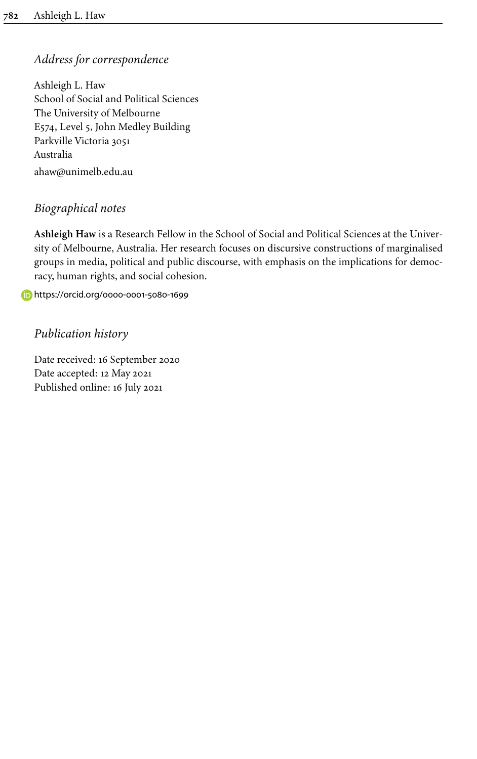## *Address for correspondence*

Ashleigh L. Haw
School of Social and Political Sciences
The University of Melbourne
E574, Level 5, John Medley Building
Parkville Victoria 3051
Australia

ahaw@unimelb.edu.au

## *Biographical notes*

**Ashleigh Haw** is a Research Fellow in the School of Social and Political Sciences at the University of Melbourne, Australia. Her research focuses on discursive constructions of marginalised groups in media, political and public discourse, with emphasis on the implications for democracy, human rights, and social cohesion.

https://orcid.org/0000-0001-5080-1699

## *Publication history*

Date received: 16 September 2020
Date accepted: 12 May 2021
Published online: 16 July 2021